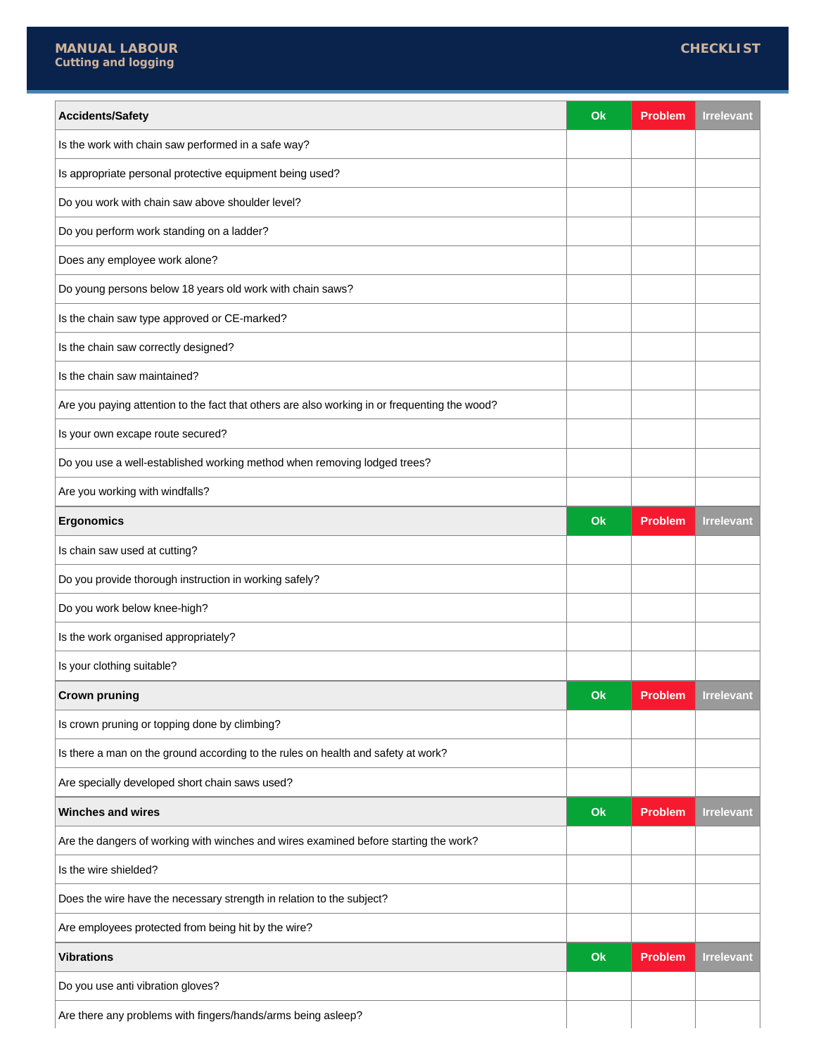**MANUAL LABOUR**
**Cutting and logging**

**CHECKLIST**

| Accidents/Safety | Ok | Problem | Irrelevant |
|---|---|---|---|
| Is the work with chain saw performed in a safe way? | | | |
| Is appropriate personal protective equipment being used? | | | |
| Do you work with chain saw above shoulder level? | | | |
| Do you perform work standing on a ladder? | | | |
| Does any employee work alone? | | | |
| Do young persons below 18 years old work with chain saws? | | | |
| Is the chain saw type approved or CE-marked? | | | |
| Is the chain saw correctly designed? | | | |
| Is the chain saw maintained? | | | |
| Are you paying attention to the fact that others are also working in or frequenting the wood? | | | |
| Is your own excape route secured? | | | |
| Do you use a well-established working method when removing lodged trees? | | | |
| Are you working with windfalls? | | | |

| Ergonomics | Ok | Problem | Irrelevant |
|---|---|---|---|
| Is chain saw used at cutting? | | | |
| Do you provide thorough instruction in working safely? | | | |
| Do you work below knee-high? | | | |
| Is the work organised appropriately? | | | |
| Is your clothing suitable? | | | |

| Crown pruning | Ok | Problem | Irrelevant |
|---|---|---|---|
| Is crown pruning or topping done by climbing? | | | |
| Is there a man on the ground according to the rules on health and safety at work? | | | |
| Are specially developed short chain saws used? | | | |

| Winches and wires | Ok | Problem | Irrelevant |
|---|---|---|---|
| Are the dangers of working with winches and wires examined before starting the work? | | | |
| Is the wire shielded? | | | |
| Does the wire have the necessary strength in relation to the subject? | | | |
| Are employees protected from being hit by the wire? | | | |

| Vibrations | Ok | Problem | Irrelevant |
|---|---|---|---|
| Do you use anti vibration gloves? | | | |
| Are there any problems with fingers/hands/arms being asleep? | | | |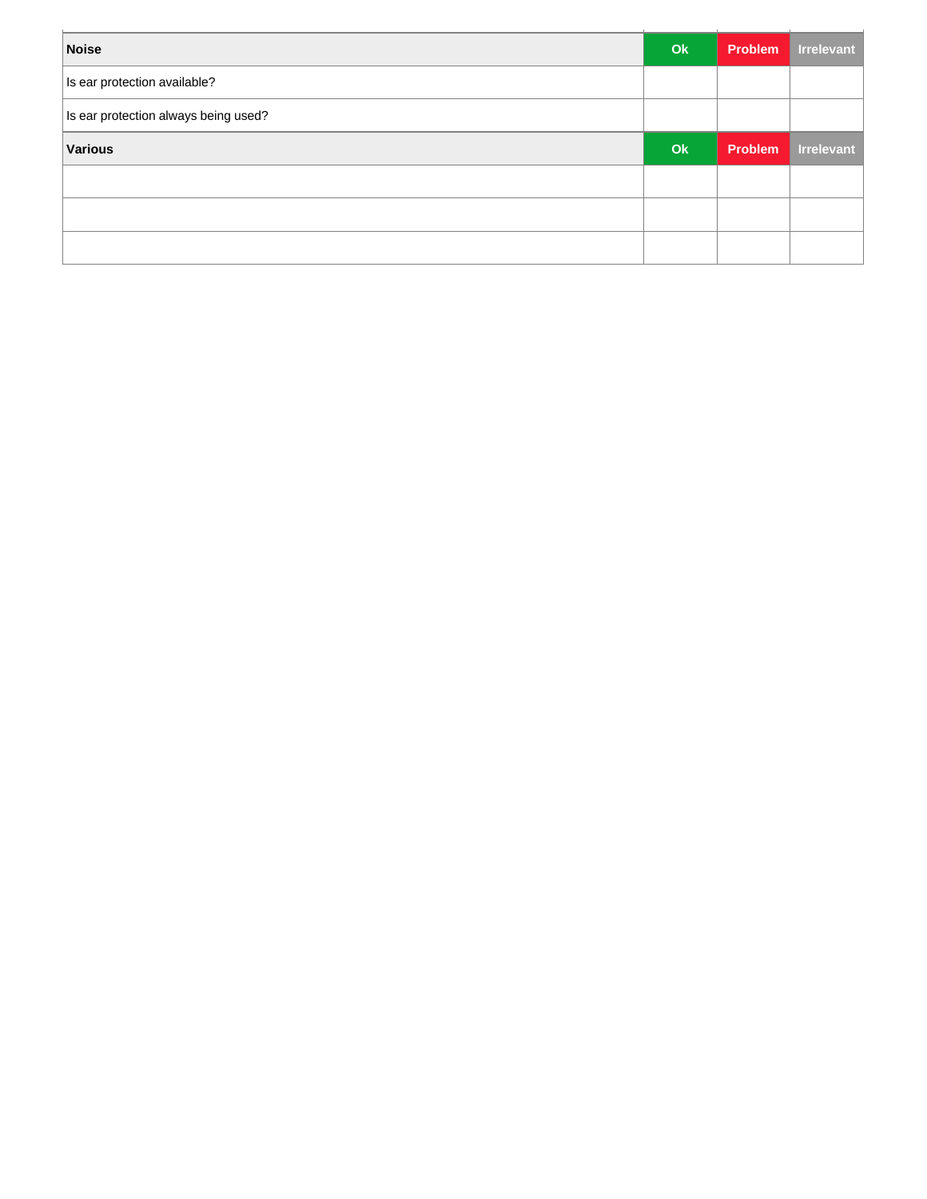| Noise | Ok | Problem | Irrelevant |
|---|---|---|---|
| Is ear protection available? | | | |
| Is ear protection always being used? | | | |
| **Various** | **Ok** | **Problem** | **Irrelevant** |
| | | | |
| | | | |
| | | | |